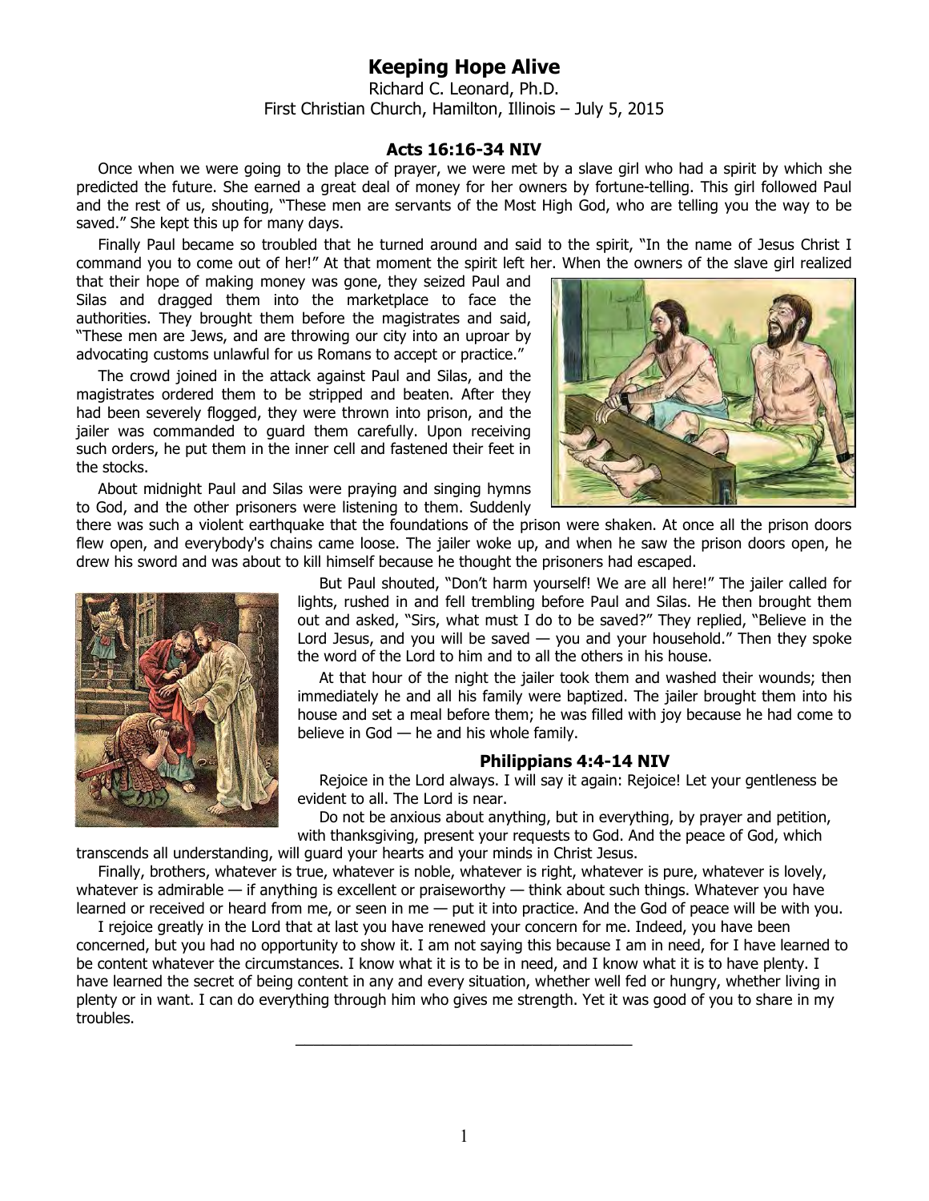# Keeping Hope Alive

Richard C. Leonard, Ph.D.
First Christian Church, Hamilton, Illinois – July 5, 2015

## Acts 16:16-34 NIV

Once when we were going to the place of prayer, we were met by a slave girl who had a spirit by which she predicted the future. She earned a great deal of money for her owners by fortune-telling. This girl followed Paul and the rest of us, shouting, "These men are servants of the Most High God, who are telling you the way to be saved." She kept this up for many days.

Finally Paul became so troubled that he turned around and said to the spirit, "In the name of Jesus Christ I command you to come out of her!" At that moment the spirit left her. When the owners of the slave girl realized that their hope of making money was gone, they seized Paul and Silas and dragged them into the marketplace to face the authorities. They brought them before the magistrates and said, "These men are Jews, and are throwing our city into an uproar by advocating customs unlawful for us Romans to accept or practice."

The crowd joined in the attack against Paul and Silas, and the magistrates ordered them to be stripped and beaten. After they had been severely flogged, they were thrown into prison, and the jailer was commanded to guard them carefully. Upon receiving such orders, he put them in the inner cell and fastened their feet in the stocks.

About midnight Paul and Silas were praying and singing hymns to God, and the other prisoners were listening to them. Suddenly there was such a violent earthquake that the foundations of the prison were shaken. At once all the prison doors flew open, and everybody's chains came loose. The jailer woke up, and when he saw the prison doors open, he drew his sword and was about to kill himself because he thought the prisoners had escaped.

But Paul shouted, "Don't harm yourself! We are all here!" The jailer called for lights, rushed in and fell trembling before Paul and Silas. He then brought them out and asked, "Sirs, what must I do to be saved?" They replied, "Believe in the Lord Jesus, and you will be saved — you and your household." Then they spoke the word of the Lord to him and to all the others in his house.

At that hour of the night the jailer took them and washed their wounds; then immediately he and all his family were baptized. The jailer brought them into his house and set a meal before them; he was filled with joy because he had come to believe in God — he and his whole family.

## Philippians 4:4-14 NIV

Rejoice in the Lord always. I will say it again: Rejoice! Let your gentleness be evident to all. The Lord is near.

Do not be anxious about anything, but in everything, by prayer and petition, with thanksgiving, present your requests to God. And the peace of God, which transcends all understanding, will guard your hearts and your minds in Christ Jesus.

Finally, brothers, whatever is true, whatever is noble, whatever is right, whatever is pure, whatever is lovely, whatever is admirable — if anything is excellent or praiseworthy — think about such things. Whatever you have learned or received or heard from me, or seen in me — put it into practice. And the God of peace will be with you.

I rejoice greatly in the Lord that at last you have renewed your concern for me. Indeed, you have been concerned, but you had no opportunity to show it. I am not saying this because I am in need, for I have learned to be content whatever the circumstances. I know what it is to be in need, and I know what it is to have plenty. I have learned the secret of being content in any and every situation, whether well fed or hungry, whether living in plenty or in want. I can do everything through him who gives me strength. Yet it was good of you to share in my troubles.

---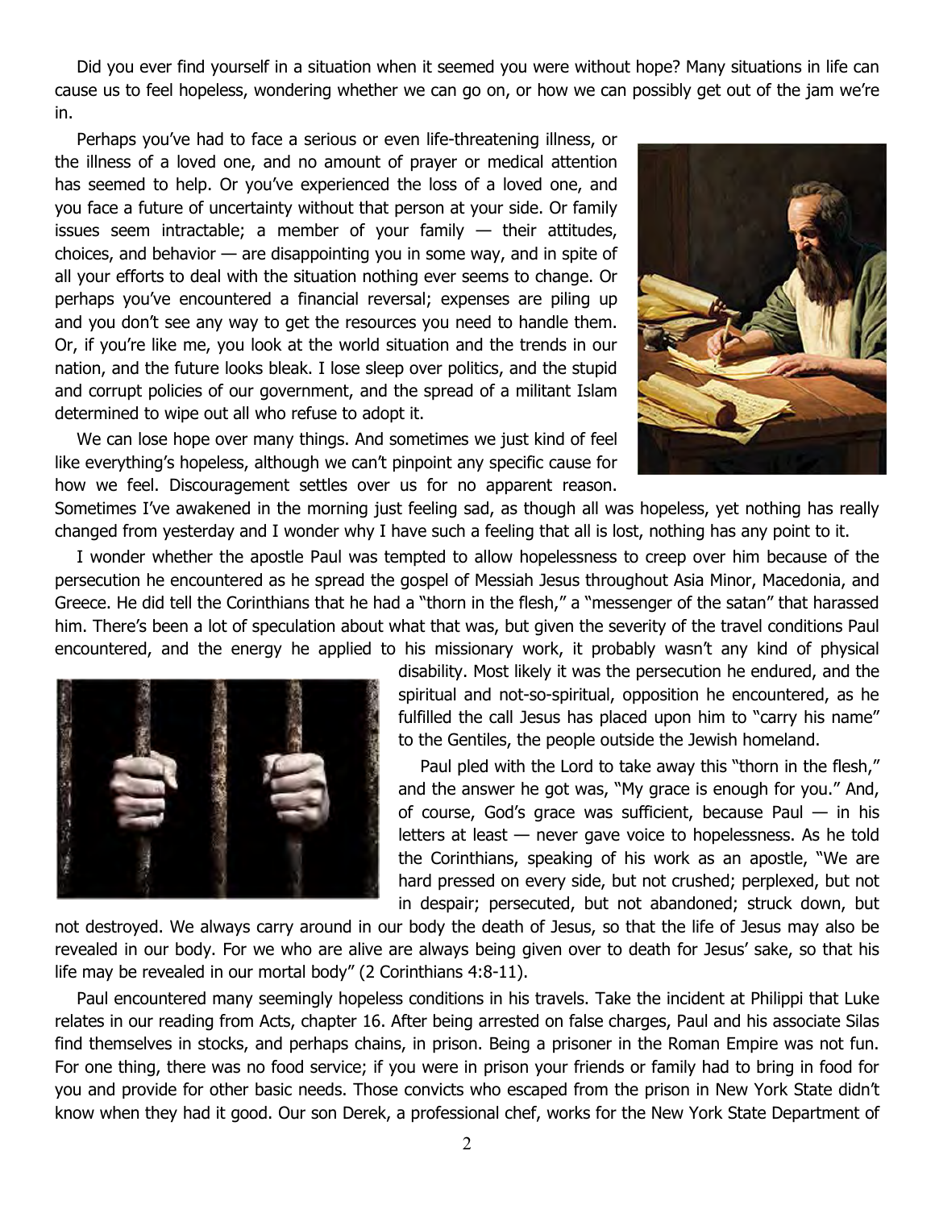Did you ever find yourself in a situation when it seemed you were without hope? Many situations in life can cause us to feel hopeless, wondering whether we can go on, or how we can possibly get out of the jam we're in.

Perhaps you've had to face a serious or even life-threatening illness, or the illness of a loved one, and no amount of prayer or medical attention has seemed to help. Or you've experienced the loss of a loved one, and you face a future of uncertainty without that person at your side. Or family issues seem intractable; a member of your family — their attitudes, choices, and behavior — are disappointing you in some way, and in spite of all your efforts to deal with the situation nothing ever seems to change. Or perhaps you've encountered a financial reversal; expenses are piling up and you don't see any way to get the resources you need to handle them. Or, if you're like me, you look at the world situation and the trends in our nation, and the future looks bleak. I lose sleep over politics, and the stupid and corrupt policies of our government, and the spread of a militant Islam determined to wipe out all who refuse to adopt it.

We can lose hope over many things. And sometimes we just kind of feel like everything's hopeless, although we can't pinpoint any specific cause for how we feel. Discouragement settles over us for no apparent reason. Sometimes I've awakened in the morning just feeling sad, as though all was hopeless, yet nothing has really changed from yesterday and I wonder why I have such a feeling that all is lost, nothing has any point to it.

I wonder whether the apostle Paul was tempted to allow hopelessness to creep over him because of the persecution he encountered as he spread the gospel of Messiah Jesus throughout Asia Minor, Macedonia, and Greece. He did tell the Corinthians that he had a "thorn in the flesh," a "messenger of the satan" that harassed him. There's been a lot of speculation about what that was, but given the severity of the travel conditions Paul encountered, and the energy he applied to his missionary work, it probably wasn't any kind of physical disability. Most likely it was the persecution he endured, and the spiritual and not-so-spiritual, opposition he encountered, as he fulfilled the call Jesus has placed upon him to "carry his name" to the Gentiles, the people outside the Jewish homeland.

Paul pled with the Lord to take away this "thorn in the flesh," and the answer he got was, "My grace is enough for you." And, of course, God's grace was sufficient, because Paul — in his letters at least — never gave voice to hopelessness. As he told the Corinthians, speaking of his work as an apostle, "We are hard pressed on every side, but not crushed; perplexed, but not in despair; persecuted, but not abandoned; struck down, but not destroyed. We always carry around in our body the death of Jesus, so that the life of Jesus may also be revealed in our body. For we who are alive are always being given over to death for Jesus' sake, so that his life may be revealed in our mortal body" (2 Corinthians 4:8-11).

Paul encountered many seemingly hopeless conditions in his travels. Take the incident at Philippi that Luke relates in our reading from Acts, chapter 16. After being arrested on false charges, Paul and his associate Silas find themselves in stocks, and perhaps chains, in prison. Being a prisoner in the Roman Empire was not fun. For one thing, there was no food service; if you were in prison your friends or family had to bring in food for you and provide for other basic needs. Those convicts who escaped from the prison in New York State didn't know when they had it good. Our son Derek, a professional chef, works for the New York State Department of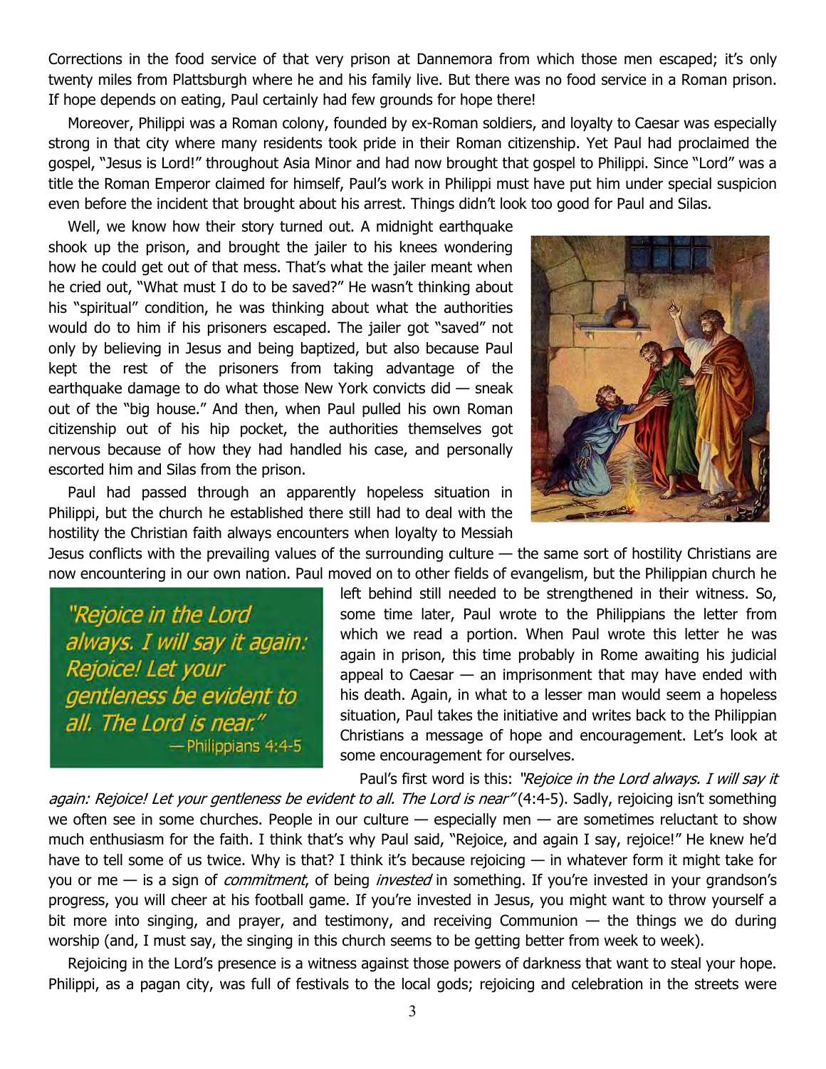Corrections in the food service of that very prison at Dannemora from which those men escaped; it's only twenty miles from Plattsburgh where he and his family live. But there was no food service in a Roman prison. If hope depends on eating, Paul certainly had few grounds for hope there!

Moreover, Philippi was a Roman colony, founded by ex-Roman soldiers, and loyalty to Caesar was especially strong in that city where many residents took pride in their Roman citizenship. Yet Paul had proclaimed the gospel, "Jesus is Lord!" throughout Asia Minor and had now brought that gospel to Philippi. Since "Lord" was a title the Roman Emperor claimed for himself, Paul's work in Philippi must have put him under special suspicion even before the incident that brought about his arrest. Things didn't look too good for Paul and Silas.

Well, we know how their story turned out. A midnight earthquake shook up the prison, and brought the jailer to his knees wondering how he could get out of that mess. That's what the jailer meant when he cried out, "What must I do to be saved?" He wasn't thinking about his "spiritual" condition, he was thinking about what the authorities would do to him if his prisoners escaped. The jailer got "saved" not only by believing in Jesus and being baptized, but also because Paul kept the rest of the prisoners from taking advantage of the earthquake damage to do what those New York convicts did — sneak out of the "big house." And then, when Paul pulled his own Roman citizenship out of his hip pocket, the authorities themselves got nervous because of how they had handled his case, and personally escorted him and Silas from the prison.

Paul had passed through an apparently hopeless situation in Philippi, but the church he established there still had to deal with the hostility the Christian faith always encounters when loyalty to Messiah Jesus conflicts with the prevailing values of the surrounding culture — the same sort of hostility Christians are now encountering in our own nation. Paul moved on to other fields of evangelism, but the Philippian church he left behind still needed to be strengthened in their witness. So, some time later, Paul wrote to the Philippians the letter from which we read a portion. When Paul wrote this letter he was again in prison, this time probably in Rome awaiting his judicial appeal to Caesar — an imprisonment that may have ended with his death. Again, in what to a lesser man would seem a hopeless situation, Paul takes the initiative and writes back to the Philippian Christians a message of hope and encouragement. Let's look at some encouragement for ourselves.

> *"Rejoice in the Lord always. I will say it again: Rejoice! Let your gentleness be evident to all. The Lord is near."*
> — Philippians 4:4-5

Paul's first word is this: *"Rejoice in the Lord always. I will say it again: Rejoice! Let your gentleness be evident to all. The Lord is near"* (4:4-5). Sadly, rejoicing isn't something we often see in some churches. People in our culture — especially men — are sometimes reluctant to show much enthusiasm for the faith. I think that's why Paul said, "Rejoice, and again I say, rejoice!" He knew he'd have to tell some of us twice. Why is that? I think it's because rejoicing — in whatever form it might take for you or me — is a sign of *commitment*, of being *invested* in something. If you're invested in your grandson's progress, you will cheer at his football game. If you're invested in Jesus, you might want to throw yourself a bit more into singing, and prayer, and testimony, and receiving Communion — the things we do during worship (and, I must say, the singing in this church seems to be getting better from week to week).

Rejoicing in the Lord's presence is a witness against those powers of darkness that want to steal your hope. Philippi, as a pagan city, was full of festivals to the local gods; rejoicing and celebration in the streets were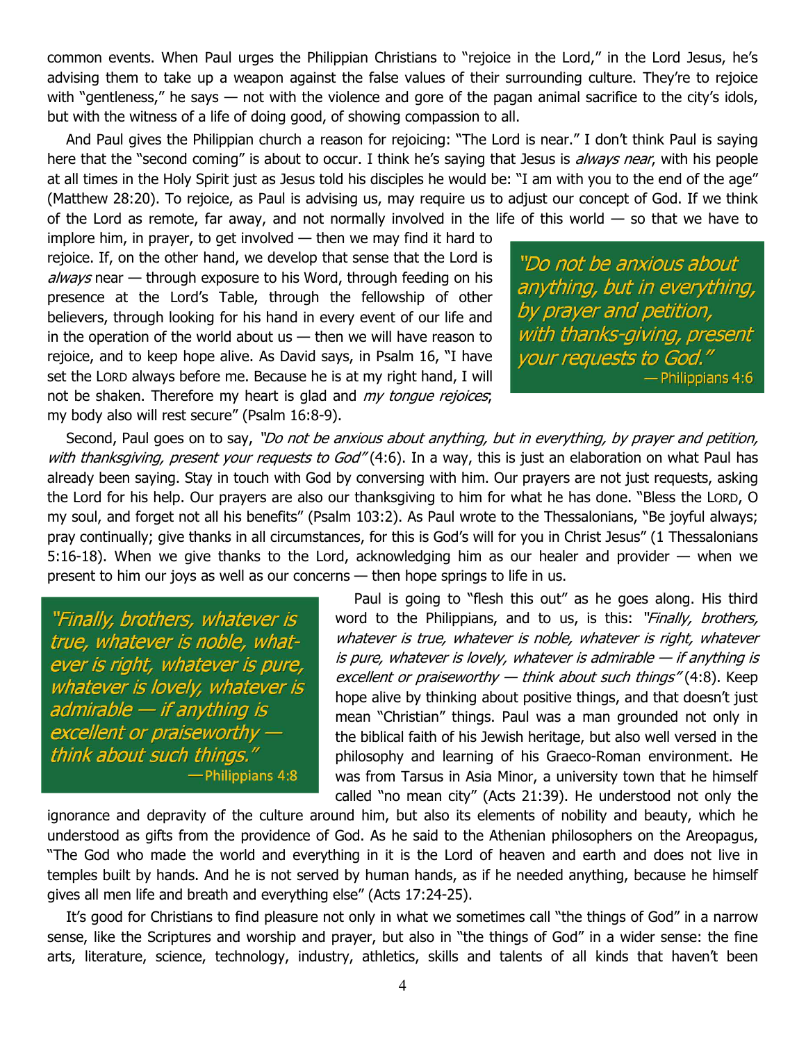common events. When Paul urges the Philippian Christians to "rejoice in the Lord," in the Lord Jesus, he's advising them to take up a weapon against the false values of their surrounding culture. They're to rejoice with "gentleness," he says — not with the violence and gore of the pagan animal sacrifice to the city's idols, but with the witness of a life of doing good, of showing compassion to all.

And Paul gives the Philippian church a reason for rejoicing: "The Lord is near." I don't think Paul is saying here that the "second coming" is about to occur. I think he's saying that Jesus is *always near*, with his people at all times in the Holy Spirit just as Jesus told his disciples he would be: "I am with you to the end of the age" (Matthew 28:20). To rejoice, as Paul is advising us, may require us to adjust our concept of God. If we think of the Lord as remote, far away, and not normally involved in the life of this world — so that we have to implore him, in prayer, to get involved — then we may find it hard to rejoice. If, on the other hand, we develop that sense that the Lord is *always* near — through exposure to his Word, through feeding on his presence at the Lord's Table, through the fellowship of other believers, through looking for his hand in every event of our life and in the operation of the world about us — then we will have reason to rejoice, and to keep hope alive. As David says, in Psalm 16, "I have set the LORD always before me. Because he is at my right hand, I will not be shaken. Therefore my heart is glad and *my tongue rejoices*; my body also will rest secure" (Psalm 16:8-9).

> *"Do not be anxious about anything, but in everything, by prayer and petition, with thanks-giving, present your requests to God."*
> — Philippians 4:6

Second, Paul goes on to say, *"Do not be anxious about anything, but in everything, by prayer and petition, with thanksgiving, present your requests to God"* (4:6). In a way, this is just an elaboration on what Paul has already been saying. Stay in touch with God by conversing with him. Our prayers are not just requests, asking the Lord for his help. Our prayers are also our thanksgiving to him for what he has done. "Bless the LORD, O my soul, and forget not all his benefits" (Psalm 103:2). As Paul wrote to the Thessalonians, "Be joyful always; pray continually; give thanks in all circumstances, for this is God's will for you in Christ Jesus" (1 Thessalonians 5:16-18). When we give thanks to the Lord, acknowledging him as our healer and provider — when we present to him our joys as well as our concerns — then hope springs to life in us.

> *"Finally, brothers, whatever is true, whatever is noble, whatever is right, whatever is pure, whatever is lovely, whatever is admirable — if anything is excellent or praiseworthy — think about such things."*
> — Philippians 4:8

Paul is going to "flesh this out" as he goes along. His third word to the Philippians, and to us, is this: *"Finally, brothers, whatever is true, whatever is noble, whatever is right, whatever is pure, whatever is lovely, whatever is admirable — if anything is excellent or praiseworthy — think about such things"* (4:8). Keep hope alive by thinking about positive things, and that doesn't just mean "Christian" things. Paul was a man grounded not only in the biblical faith of his Jewish heritage, but also well versed in the philosophy and learning of his Graeco-Roman environment. He was from Tarsus in Asia Minor, a university town that he himself called "no mean city" (Acts 21:39). He understood not only the ignorance and depravity of the culture around him, but also its elements of nobility and beauty, which he understood as gifts from the providence of God. As he said to the Athenian philosophers on the Areopagus, "The God who made the world and everything in it is the Lord of heaven and earth and does not live in temples built by hands. And he is not served by human hands, as if he needed anything, because he himself gives all men life and breath and everything else" (Acts 17:24-25).

It's good for Christians to find pleasure not only in what we sometimes call "the things of God" in a narrow sense, like the Scriptures and worship and prayer, but also in "the things of God" in a wider sense: the fine arts, literature, science, technology, industry, athletics, skills and talents of all kinds that haven't been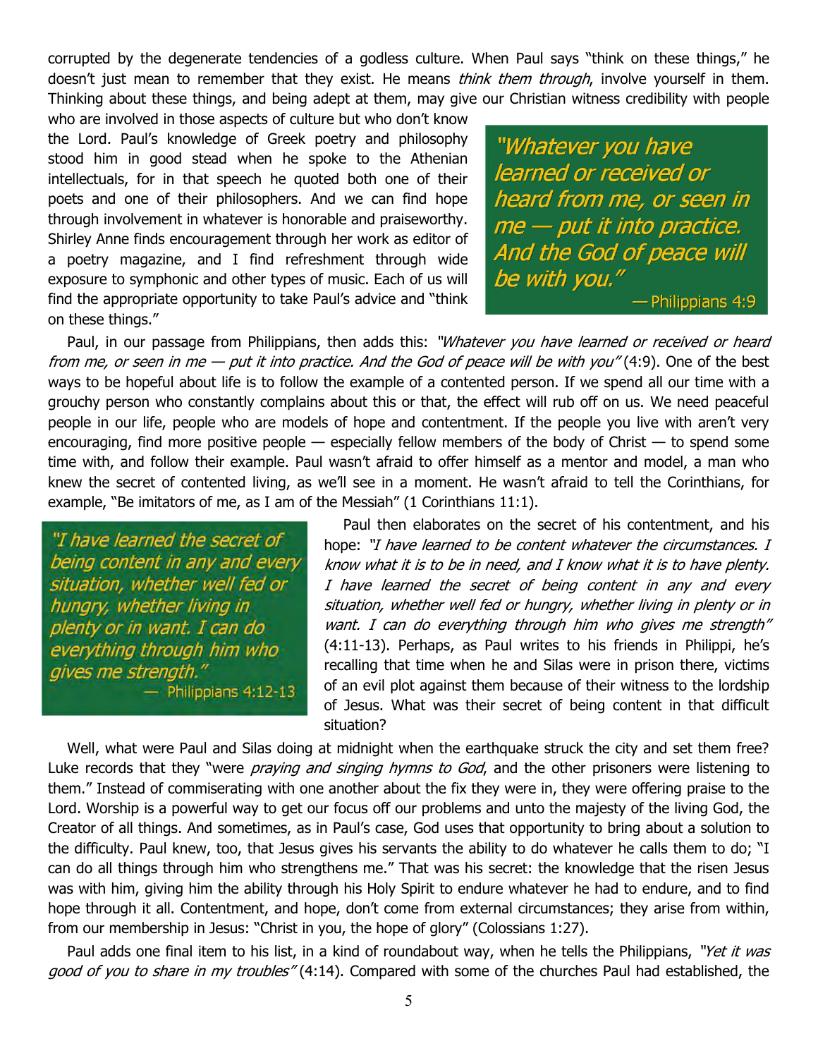corrupted by the degenerate tendencies of a godless culture. When Paul says "think on these things," he doesn't just mean to remember that they exist. He means *think them through*, involve yourself in them. Thinking about these things, and being adept at them, may give our Christian witness credibility with people who are involved in those aspects of culture but who don't know the Lord. Paul's knowledge of Greek poetry and philosophy stood him in good stead when he spoke to the Athenian intellectuals, for in that speech he quoted both one of their poets and one of their philosophers. And we can find hope through involvement in whatever is honorable and praiseworthy. Shirley Anne finds encouragement through her work as editor of a poetry magazine, and I find refreshment through wide exposure to symphonic and other types of music. Each of us will find the appropriate opportunity to take Paul's advice and "think on these things."

> *"Whatever you have learned or received or heard from me, or seen in me — put it into practice. And the God of peace will be with you."*
> — Philippians 4:9

Paul, in our passage from Philippians, then adds this: *"Whatever you have learned or received or heard from me, or seen in me — put it into practice. And the God of peace will be with you"* (4:9). One of the best ways to be hopeful about life is to follow the example of a contented person. If we spend all our time with a grouchy person who constantly complains about this or that, the effect will rub off on us. We need peaceful people in our life, people who are models of hope and contentment. If the people you live with aren't very encouraging, find more positive people — especially fellow members of the body of Christ — to spend some time with, and follow their example. Paul wasn't afraid to offer himself as a mentor and model, a man who knew the secret of contented living, as we'll see in a moment. He wasn't afraid to tell the Corinthians, for example, "Be imitators of me, as I am of the Messiah" (1 Corinthians 11:1).

> *"I have learned the secret of being content in any and every situation, whether well fed or hungry, whether living in plenty or in want. I can do everything through him who gives me strength."*
> — Philippians 4:12-13

Paul then elaborates on the secret of his contentment, and his hope: *"I have learned to be content whatever the circumstances. I know what it is to be in need, and I know what it is to have plenty. I have learned the secret of being content in any and every situation, whether well fed or hungry, whether living in plenty or in want. I can do everything through him who gives me strength"* (4:11-13). Perhaps, as Paul writes to his friends in Philippi, he's recalling that time when he and Silas were in prison there, victims of an evil plot against them because of their witness to the lordship of Jesus. What was their secret of being content in that difficult situation?

Well, what were Paul and Silas doing at midnight when the earthquake struck the city and set them free? Luke records that they "were *praying and singing hymns to God*, and the other prisoners were listening to them." Instead of commiserating with one another about the fix they were in, they were offering praise to the Lord. Worship is a powerful way to get our focus off our problems and unto the majesty of the living God, the Creator of all things. And sometimes, as in Paul's case, God uses that opportunity to bring about a solution to the difficulty. Paul knew, too, that Jesus gives his servants the ability to do whatever he calls them to do; "I can do all things through him who strengthens me." That was his secret: the knowledge that the risen Jesus was with him, giving him the ability through his Holy Spirit to endure whatever he had to endure, and to find hope through it all. Contentment, and hope, don't come from external circumstances; they arise from within, from our membership in Jesus: "Christ in you, the hope of glory" (Colossians 1:27).

Paul adds one final item to his list, in a kind of roundabout way, when he tells the Philippians, *"Yet it was good of you to share in my troubles"* (4:14). Compared with some of the churches Paul had established, the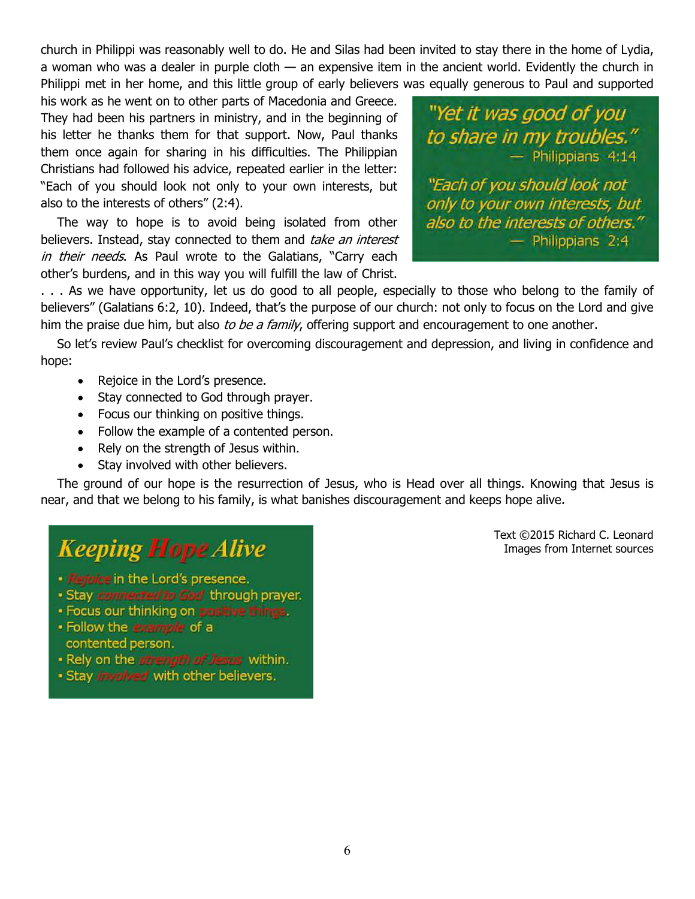church in Philippi was reasonably well to do. He and Silas had been invited to stay there in the home of Lydia, a woman who was a dealer in purple cloth — an expensive item in the ancient world. Evidently the church in Philippi met in her home, and this little group of early believers was equally generous to Paul and supported his work as he went on to other parts of Macedonia and Greece. They had been his partners in ministry, and in the beginning of his letter he thanks them for that support. Now, Paul thanks them once again for sharing in his difficulties. The Philippian Christians had followed his advice, repeated earlier in the letter: "Each of you should look not only to your own interests, but also to the interests of others" (2:4).

*"Yet it was good of you to share in my troubles."* — Philippians 4:14

*"Each of you should look not only to your own interests, but also to the interests of others."* — Philippians 2:4

The way to hope is to avoid being isolated from other believers. Instead, stay connected to them and *take an interest in their needs*. As Paul wrote to the Galatians, "Carry each other's burdens, and in this way you will fulfill the law of Christ. . . . As we have opportunity, let us do good to all people, especially to those who belong to the family of believers" (Galatians 6:2, 10). Indeed, that's the purpose of our church: not only to focus on the Lord and give him the praise due him, but also *to be a family*, offering support and encouragement to one another.

So let's review Paul's checklist for overcoming discouragement and depression, and living in confidence and hope:

- Rejoice in the Lord's presence.
- Stay connected to God through prayer.
- Focus our thinking on positive things.
- Follow the example of a contented person.
- Rely on the strength of Jesus within.
- Stay involved with other believers.

The ground of our hope is the resurrection of Jesus, who is Head over all things. Knowing that Jesus is near, and that we belong to his family, is what banishes discouragement and keeps hope alive.

**Keeping Hope Alive**

- *Rejoice* in the Lord's presence.
- Stay *connected to God* through prayer.
- Focus our thinking on *positive things*.
- Follow the *example* of a contented person.
- Rely on the *strength of Jesus* within.
- Stay *involved* with other believers.

Text ©2015 Richard C. Leonard
Images from Internet sources